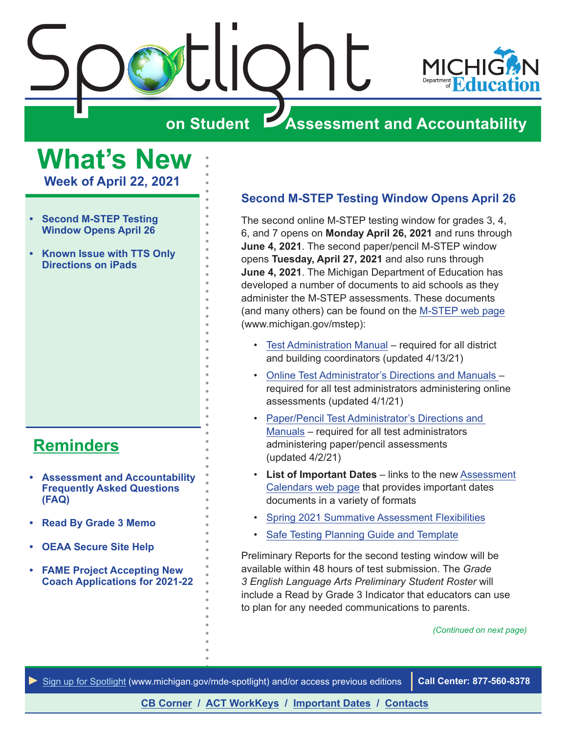# Spotlight on Student Assessment and Accountability

# What's New

### Week of April 22, 2021

- Second M-STEP Testing Window Opens April 26
- Known Issue with TTS Only Directions on iPads

## Reminders

- Assessment and Accountability Frequently Asked Questions (FAQ)
- Read By Grade 3 Memo
- OEAA Secure Site Help
- FAME Project Accepting New Coach Applications for 2021-22

## Second M-STEP Testing Window Opens April 26

The second online M-STEP testing window for grades 3, 4, 6, and 7 opens on **Monday April 26, 2021** and runs through **June 4, 2021**. The second paper/pencil M-STEP window opens **Tuesday, April 27, 2021** and also runs through **June 4, 2021**. The Michigan Department of Education has developed a number of documents to aid schools as they administer the M-STEP assessments. These documents (and many others) can be found on the M-STEP web page (www.michigan.gov/mstep):

- Test Administration Manual – required for all district and building coordinators (updated 4/13/21)
- Online Test Administrator's Directions and Manuals – required for all test administrators administering online assessments (updated 4/1/21)
- Paper/Pencil Test Administrator's Directions and Manuals – required for all test administrators administering paper/pencil assessments (updated 4/2/21)
- **List of Important Dates** – links to the new Assessment Calendars web page that provides important dates documents in a variety of formats
- Spring 2021 Summative Assessment Flexibilities
- Safe Testing Planning Guide and Template

Preliminary Reports for the second testing window will be available within 48 hours of test submission. The *Grade 3 English Language Arts Preliminary Student Roster* will include a Read by Grade 3 Indicator that educators can use to plan for any needed communications to parents.

*(Continued on next page)*

► Sign up for Spotlight (www.michigan.gov/mde-spotlight) and/or access previous editions | Call Center: 877-560-8378

CB Corner / ACT WorkKeys / Important Dates / Contacts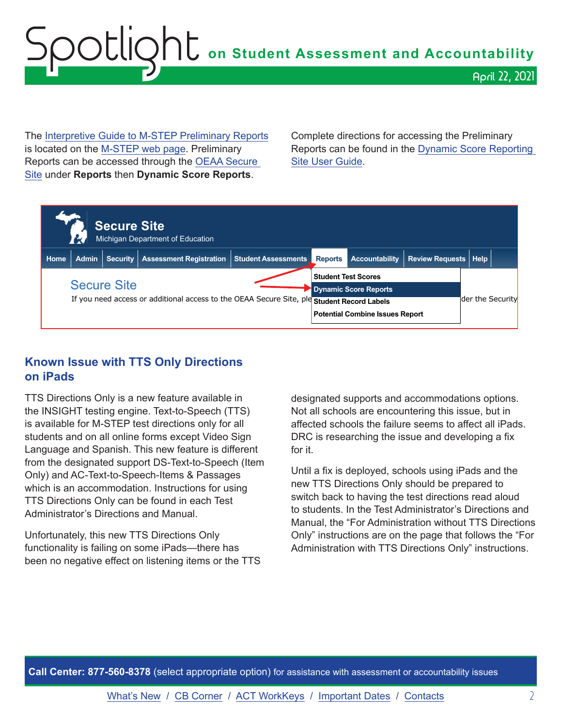The Interpretive Guide to M-STEP Preliminary Reports is located on the M-STEP web page. Preliminary Reports can be accessed through the OEAA Secure Site under **Reports** then **Dynamic Score Reports**.

Complete directions for accessing the Preliminary Reports can be found in the Dynamic Score Reporting Site User Guide.

## Known Issue with TTS Only Directions on iPads

TTS Directions Only is a new feature available in the INSIGHT testing engine. Text-to-Speech (TTS) is available for M-STEP test directions only for all students and on all online forms except Video Sign Language and Spanish. This new feature is different from the designated support DS-Text-to-Speech (Item Only) and AC-Text-to-Speech-Items & Passages which is an accommodation. Instructions for using TTS Directions Only can be found in each Test Administrator's Directions and Manual.

Unfortunately, this new TTS Directions Only functionality is failing on some iPads—there has been no negative effect on listening items or the TTS designated supports and accommodations options. Not all schools are encountering this issue, but in affected schools the failure seems to affect all iPads. DRC is researching the issue and developing a fix for it.

Until a fix is deployed, schools using iPads and the new TTS Directions Only should be prepared to switch back to having the test directions read aloud to students. In the Test Administrator's Directions and Manual, the "For Administration without TTS Directions Only" instructions are on the page that follows the "For Administration with TTS Directions Only" instructions.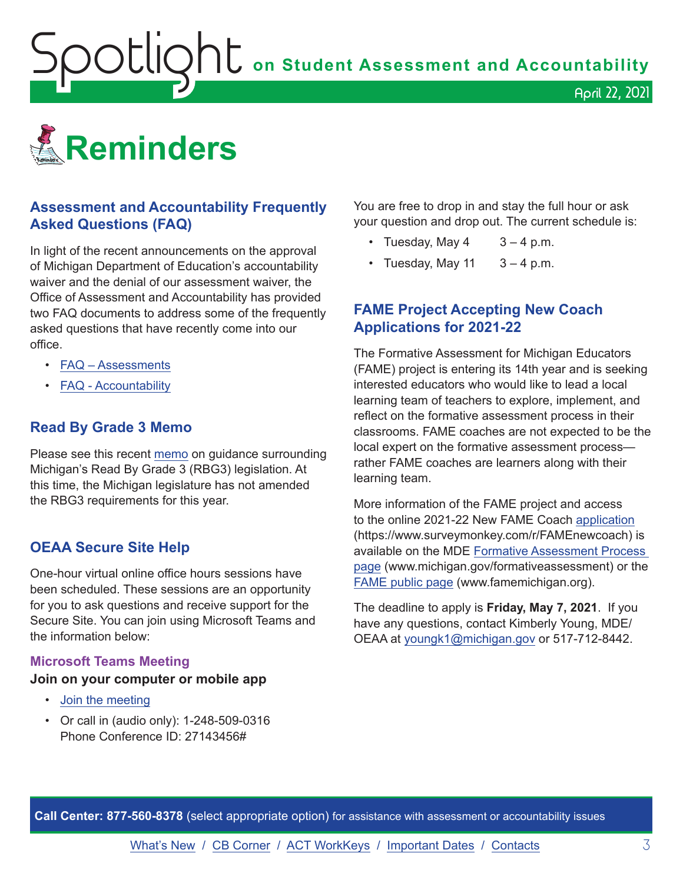# Reminders

## Assessment and Accountability Frequently Asked Questions (FAQ)

In light of the recent announcements on the approval of Michigan Department of Education's accountability waiver and the denial of our assessment waiver, the Office of Assessment and Accountability has provided two FAQ documents to address some of the frequently asked questions that have recently come into our office.

- FAQ – Assessments
- FAQ - Accountability

## Read By Grade 3 Memo

Please see this recent memo on guidance surrounding Michigan's Read By Grade 3 (RBG3) legislation. At this time, the Michigan legislature has not amended the RBG3 requirements for this year.

## OEAA Secure Site Help

One-hour virtual online office hours sessions have been scheduled. These sessions are an opportunity for you to ask questions and receive support for the Secure Site. You can join using Microsoft Teams and the information below:

### Microsoft Teams Meeting

**Join on your computer or mobile app**

- Join the meeting
- Or call in (audio only): 1-248-509-0316
  Phone Conference ID: 27143456#

You are free to drop in and stay the full hour or ask your question and drop out. The current schedule is:

- Tuesday, May 4 3 – 4 p.m.
- Tuesday, May 11 3 – 4 p.m.

## FAME Project Accepting New Coach Applications for 2021-22

The Formative Assessment for Michigan Educators (FAME) project is entering its 14th year and is seeking interested educators who would like to lead a local learning team of teachers to explore, implement, and reflect on the formative assessment process in their classrooms. FAME coaches are not expected to be the local expert on the formative assessment process—rather FAME coaches are learners along with their learning team.

More information of the FAME project and access to the online 2021-22 New FAME Coach application (https://www.surveymonkey.com/r/FAMEnewcoach) is available on the MDE Formative Assessment Process page (www.michigan.gov/formativeassessment) or the FAME public page (www.famemichigan.org).

The deadline to apply is **Friday, May 7, 2021**. If you have any questions, contact Kimberly Young, MDE/OEAA at youngk1@michigan.gov or 517-712-8442.

**Call Center: 877-560-8378** (select appropriate option) for assistance with assessment or accountability issues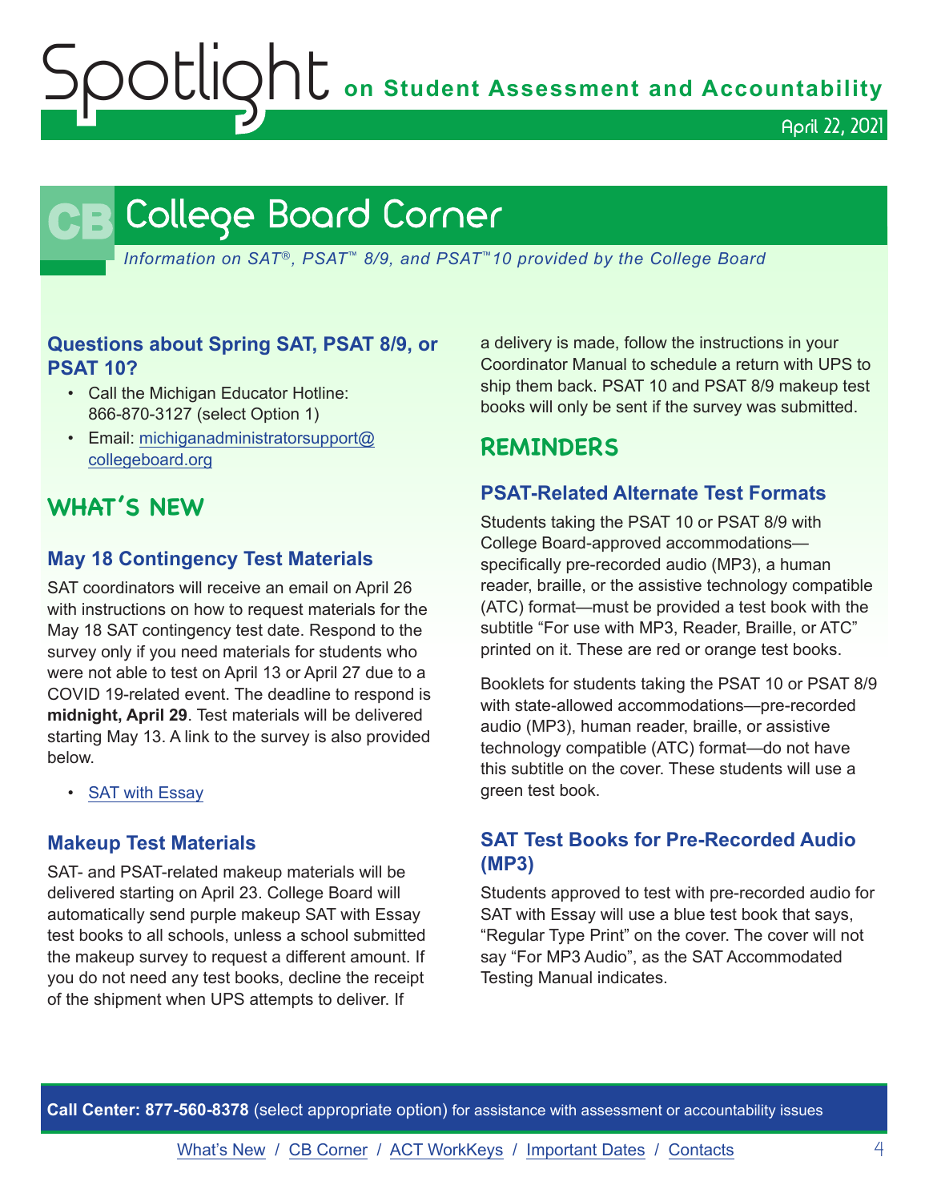# College Board Corner

*Information on SAT®, PSAT™ 8/9, and PSAT™10 provided by the College Board*

### Questions about Spring SAT, PSAT 8/9, or PSAT 10?

- Call the Michigan Educator Hotline: 866-870-3127 (select Option 1)
- Email: michiganadministratorsupport@collegeboard.org

## WHAT'S NEW

### May 18 Contingency Test Materials

SAT coordinators will receive an email on April 26 with instructions on how to request materials for the May 18 SAT contingency test date. Respond to the survey only if you need materials for students who were not able to test on April 13 or April 27 due to a COVID 19-related event. The deadline to respond is **midnight, April 29**. Test materials will be delivered starting May 13. A link to the survey is also provided below.

- SAT with Essay

### Makeup Test Materials

SAT- and PSAT-related makeup materials will be delivered starting on April 23. College Board will automatically send purple makeup SAT with Essay test books to all schools, unless a school submitted the makeup survey to request a different amount. If you do not need any test books, decline the receipt of the shipment when UPS attempts to deliver. If a delivery is made, follow the instructions in your Coordinator Manual to schedule a return with UPS to ship them back. PSAT 10 and PSAT 8/9 makeup test books will only be sent if the survey was submitted.

## REMINDERS

### PSAT-Related Alternate Test Formats

Students taking the PSAT 10 or PSAT 8/9 with College Board-approved accommodations—specifically pre-recorded audio (MP3), a human reader, braille, or the assistive technology compatible (ATC) format—must be provided a test book with the subtitle "For use with MP3, Reader, Braille, or ATC" printed on it. These are red or orange test books.

Booklets for students taking the PSAT 10 or PSAT 8/9 with state-allowed accommodations—pre-recorded audio (MP3), human reader, braille, or assistive technology compatible (ATC) format—do not have this subtitle on the cover. These students will use a green test book.

### SAT Test Books for Pre-Recorded Audio (MP3)

Students approved to test with pre-recorded audio for SAT with Essay will use a blue test book that says, "Regular Type Print" on the cover. The cover will not say "For MP3 Audio", as the SAT Accommodated Testing Manual indicates.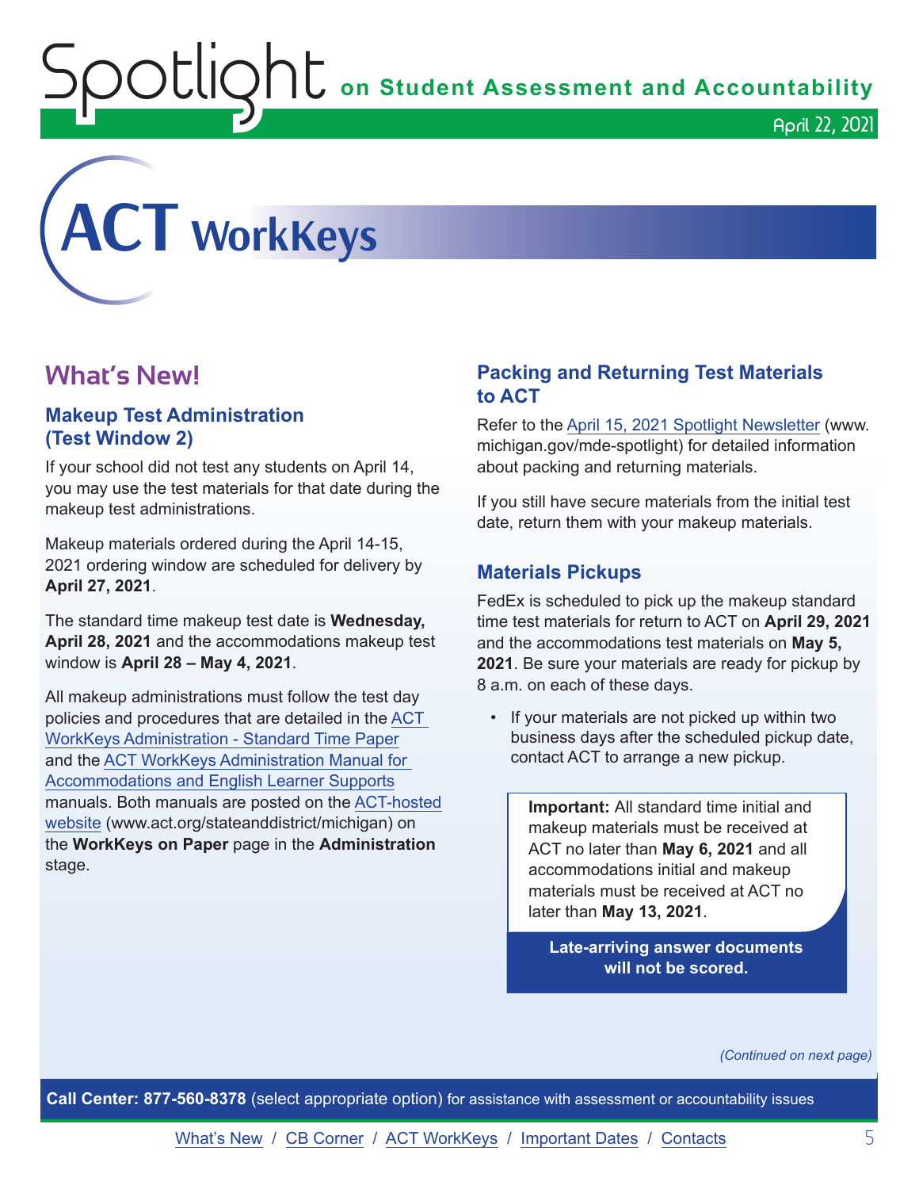# ACT WorkKeys

## What's New!

### Makeup Test Administration (Test Window 2)

If your school did not test any students on April 14, you may use the test materials for that date during the makeup test administrations.

Makeup materials ordered during the April 14-15, 2021 ordering window are scheduled for delivery by **April 27, 2021**.

The standard time makeup test date is **Wednesday, April 28, 2021** and the accommodations makeup test window is **April 28 – May 4, 2021**.

All makeup administrations must follow the test day policies and procedures that are detailed in the ACT WorkKeys Administration - Standard Time Paper and the ACT WorkKeys Administration Manual for Accommodations and English Learner Supports manuals. Both manuals are posted on the ACT-hosted website (www.act.org/stateanddistrict/michigan) on the **WorkKeys on Paper** page in the **Administration** stage.

### Packing and Returning Test Materials to ACT

Refer to the April 15, 2021 Spotlight Newsletter (www.michigan.gov/mde-spotlight) for detailed information about packing and returning materials.

If you still have secure materials from the initial test date, return them with your makeup materials.

### Materials Pickups

FedEx is scheduled to pick up the makeup standard time test materials for return to ACT on **April 29, 2021** and the accommodations test materials on **May 5, 2021**. Be sure your materials are ready for pickup by 8 a.m. on each of these days.

- If your materials are not picked up within two business days after the scheduled pickup date, contact ACT to arrange a new pickup.

**Important:** All standard time initial and makeup materials must be received at ACT no later than **May 6, 2021** and all accommodations initial and makeup materials must be received at ACT no later than **May 13, 2021**.

**Late-arriving answer documents will not be scored.**

*(Continued on next page)*

**Call Center: 877-560-8378** (select appropriate option) for assistance with assessment or accountability issues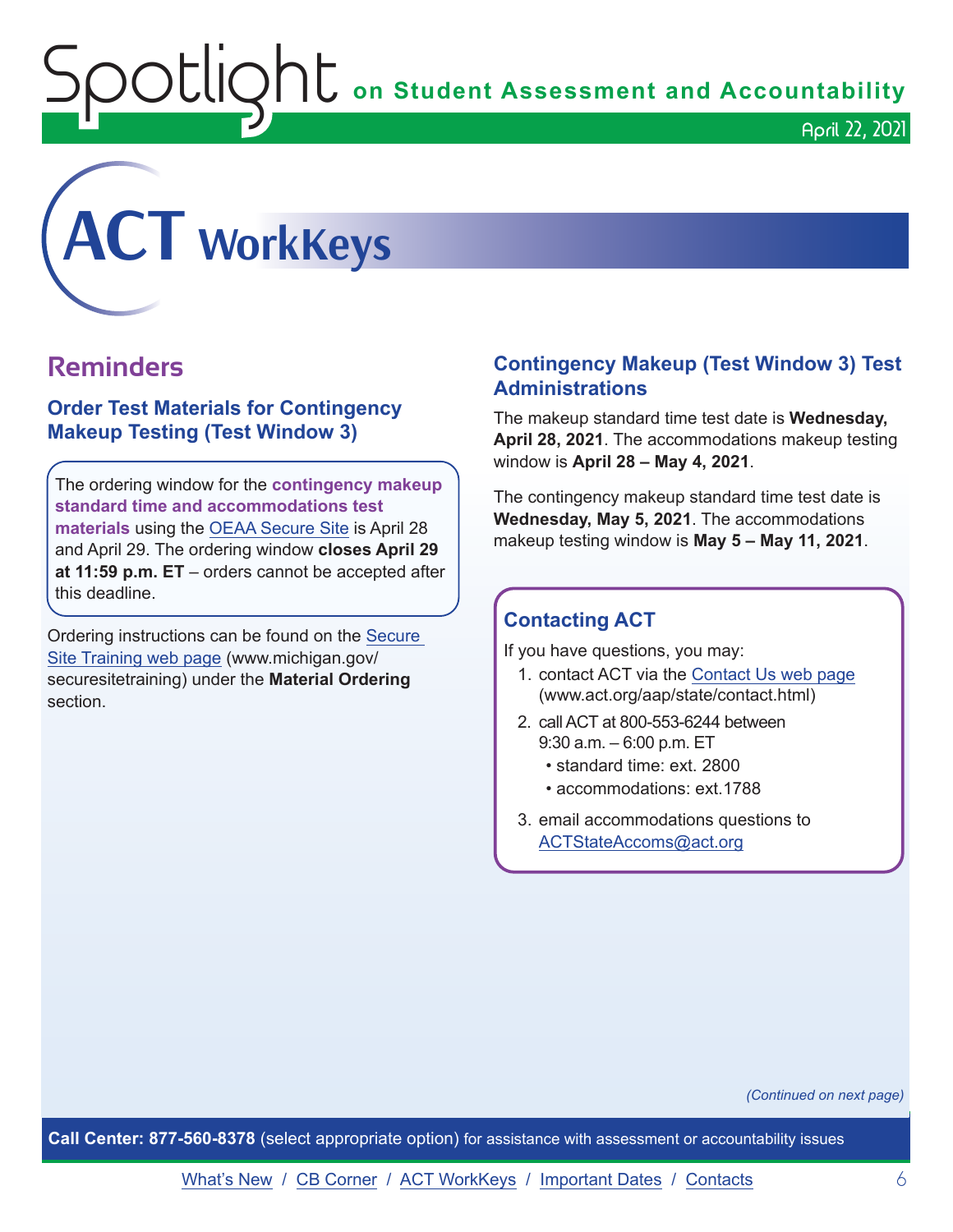# ACT WorkKeys

## Reminders

### Order Test Materials for Contingency Makeup Testing (Test Window 3)

The ordering window for the **contingency makeup standard time and accommodations test materials** using the OEAA Secure Site is April 28 and April 29. The ordering window **closes April 29 at 11:59 p.m. ET** – orders cannot be accepted after this deadline.

Ordering instructions can be found on the Secure Site Training web page (www.michigan.gov/securesitetraining) under the **Material Ordering** section.

### Contingency Makeup (Test Window 3) Test Administrations

The makeup standard time test date is **Wednesday, April 28, 2021**. The accommodations makeup testing window is **April 28 – May 4, 2021**.

The contingency makeup standard time test date is **Wednesday, May 5, 2021**. The accommodations makeup testing window is **May 5 – May 11, 2021**.

### Contacting ACT

If you have questions, you may:

1. contact ACT via the Contact Us web page (www.act.org/aap/state/contact.html)
2. call ACT at 800-553-6244 between 9:30 a.m. – 6:00 p.m. ET
   - standard time: ext. 2800
   - accommodations: ext.1788
3. email accommodations questions to ACTStateAccoms@act.org

*(Continued on next page)*

**Call Center: 877-560-8378** (select appropriate option) for assistance with assessment or accountability issues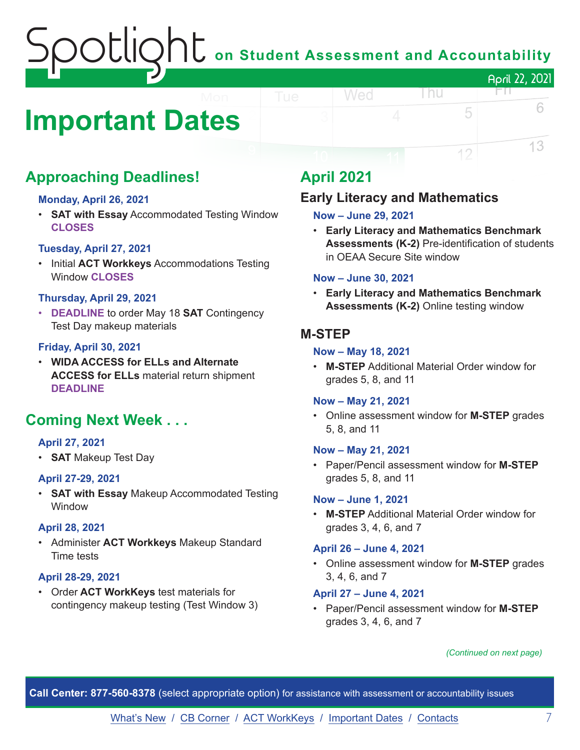# Spotlight on Student Assessment and Accountability

April 22, 2021

# Important Dates

## Approaching Deadlines!

**Monday, April 26, 2021**

- **SAT with Essay** Accommodated Testing Window **CLOSES**

**Tuesday, April 27, 2021**

- Initial **ACT Workkeys** Accommodations Testing Window **CLOSES**

**Thursday, April 29, 2021**

- **DEADLINE** to order May 18 **SAT** Contingency Test Day makeup materials

**Friday, April 30, 2021**

- **WIDA ACCESS for ELLs and Alternate ACCESS for ELLs** material return shipment **DEADLINE**

## Coming Next Week . . .

**April 27, 2021**

- **SAT** Makeup Test Day

**April 27-29, 2021**

- **SAT with Essay** Makeup Accommodated Testing Window

**April 28, 2021**

- Administer **ACT Workkeys** Makeup Standard Time tests

**April 28-29, 2021**

- Order **ACT WorkKeys** test materials for contingency makeup testing (Test Window 3)

## April 2021

### Early Literacy and Mathematics

**Now – June 29, 2021**

- **Early Literacy and Mathematics Benchmark Assessments (K-2)** Pre-identification of students in OEAA Secure Site window

**Now – June 30, 2021**

- **Early Literacy and Mathematics Benchmark Assessments (K-2)** Online testing window

### M-STEP

**Now – May 18, 2021**

- **M-STEP** Additional Material Order window for grades 5, 8, and 11

**Now – May 21, 2021**

- Online assessment window for **M-STEP** grades 5, 8, and 11

**Now – May 21, 2021**

- Paper/Pencil assessment window for **M-STEP** grades 5, 8, and 11

**Now – June 1, 2021**

- **M-STEP** Additional Material Order window for grades 3, 4, 6, and 7

**April 26 – June 4, 2021**

- Online assessment window for **M-STEP** grades 3, 4, 6, and 7

**April 27 – June 4, 2021**

- Paper/Pencil assessment window for **M-STEP** grades 3, 4, 6, and 7

*(Continued on next page)*

**Call Center: 877-560-8378** (select appropriate option) for assistance with assessment or accountability issues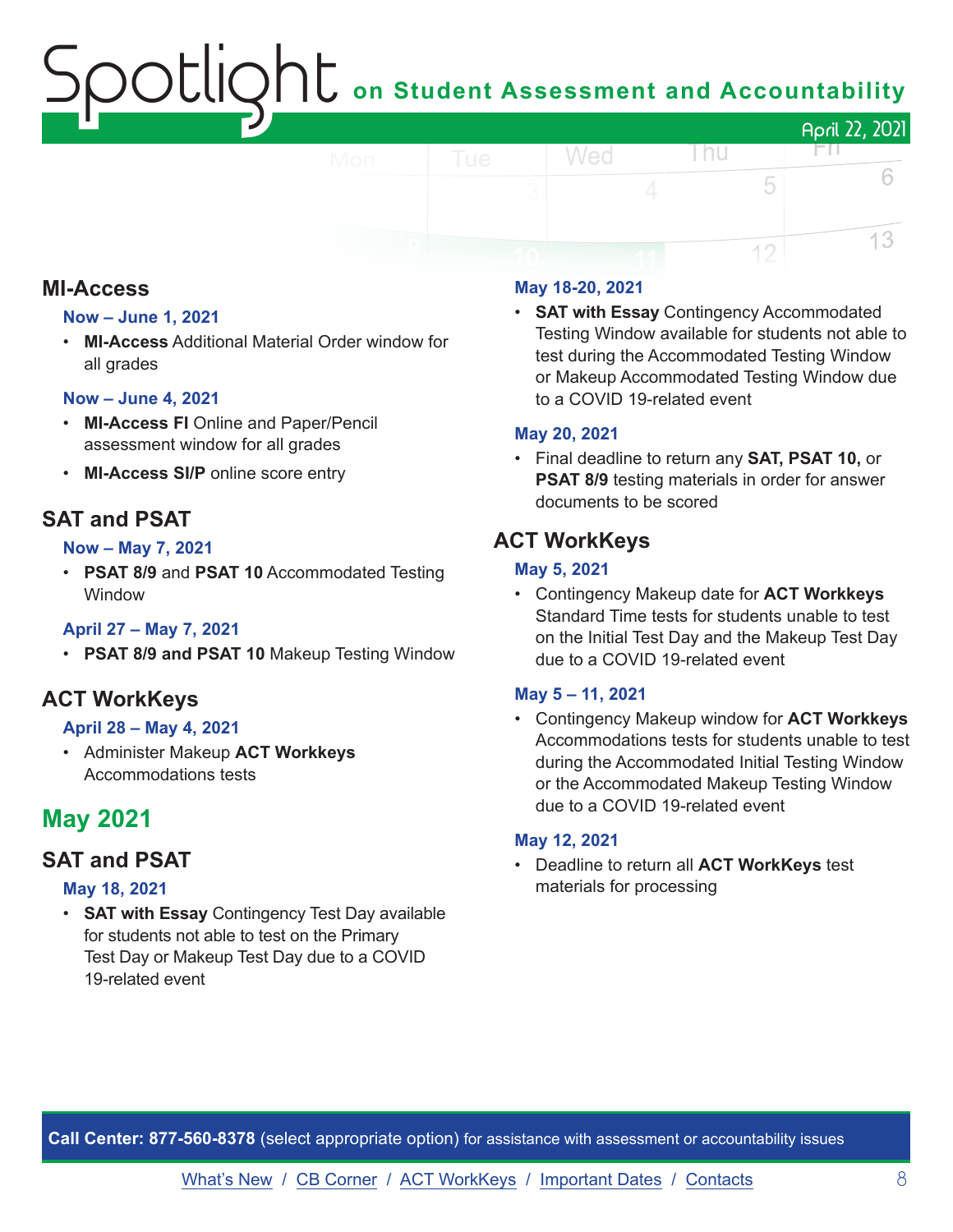## MI-Access

### Now – June 1, 2021

- **MI-Access** Additional Material Order window for all grades

### Now – June 4, 2021

- **MI-Access FI** Online and Paper/Pencil assessment window for all grades
- **MI-Access SI/P** online score entry

## SAT and PSAT

### Now – May 7, 2021

- **PSAT 8/9** and **PSAT 10** Accommodated Testing Window

### April 27 – May 7, 2021

- **PSAT 8/9 and PSAT 10** Makeup Testing Window

## ACT WorkKeys

### April 28 – May 4, 2021

- Administer Makeup **ACT Workkeys** Accommodations tests

# May 2021

## SAT and PSAT

### May 18, 2021

- **SAT with Essay** Contingency Test Day available for students not able to test on the Primary Test Day or Makeup Test Day due to a COVID 19-related event

### May 18-20, 2021

- **SAT with Essay** Contingency Accommodated Testing Window available for students not able to test during the Accommodated Testing Window or Makeup Accommodated Testing Window due to a COVID 19-related event

### May 20, 2021

- Final deadline to return any **SAT, PSAT 10,** or **PSAT 8/9** testing materials in order for answer documents to be scored

## ACT WorkKeys

### May 5, 2021

- Contingency Makeup date for **ACT Workkeys** Standard Time tests for students unable to test on the Initial Test Day and the Makeup Test Day due to a COVID 19-related event

### May 5 – 11, 2021

- Contingency Makeup window for **ACT Workkeys** Accommodations tests for students unable to test during the Accommodated Initial Testing Window or the Accommodated Makeup Testing Window due to a COVID 19-related event

### May 12, 2021

- Deadline to return all **ACT WorkKeys** test materials for processing

**Call Center: 877-560-8378** (select appropriate option) for assistance with assessment or accountability issues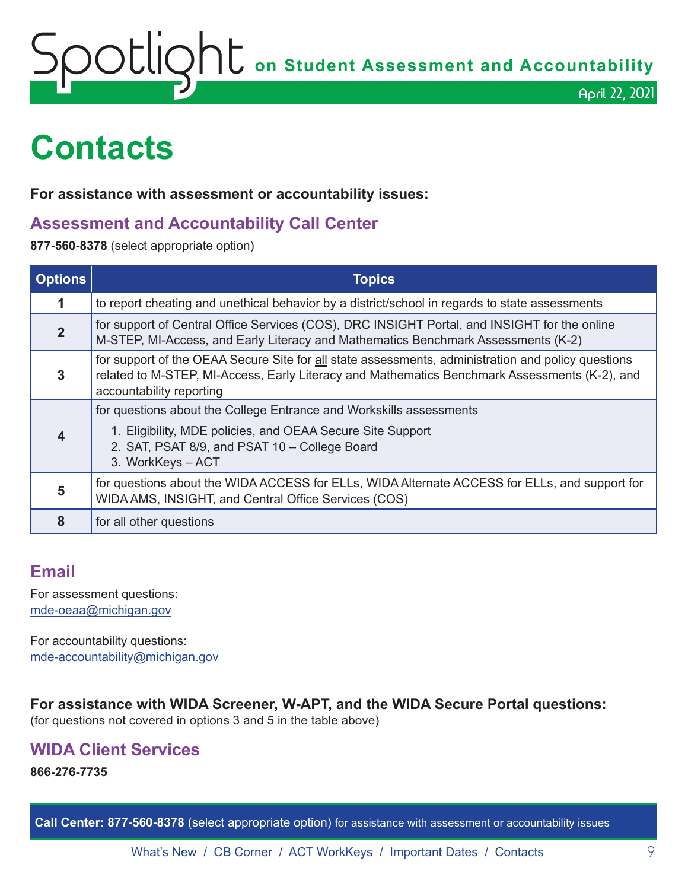# Contacts

**For assistance with assessment or accountability issues:**

## Assessment and Accountability Call Center

**877-560-8378** (select appropriate option)

| Options | Topics |
|---|---|
| **1** | to report cheating and unethical behavior by a district/school in regards to state assessments |
| **2** | for support of Central Office Services (COS), DRC INSIGHT Portal, and INSIGHT for the online M-STEP, MI-Access, and Early Literacy and Mathematics Benchmark Assessments (K-2) |
| **3** | for support of the OEAA Secure Site for all state assessments, administration and policy questions related to M-STEP, MI-Access, Early Literacy and Mathematics Benchmark Assessments (K-2), and accountability reporting |
| **4** | for questions about the College Entrance and Workskills assessments<br>1. Eligibility, MDE policies, and OEAA Secure Site Support<br>2. SAT, PSAT 8/9, and PSAT 10 – College Board<br>3. WorkKeys – ACT |
| **5** | for questions about the WIDA ACCESS for ELLs, WIDA Alternate ACCESS for ELLs, and support for WIDA AMS, INSIGHT, and Central Office Services (COS) |
| **8** | for all other questions |

## Email

For assessment questions:
mde-oeaa@michigan.gov

For accountability questions:
mde-accountability@michigan.gov

**For assistance with WIDA Screener, W-APT, and the WIDA Secure Portal questions:**
(for questions not covered in options 3 and 5 in the table above)

## WIDA Client Services

**866-276-7735**

**Call Center: 877-560-8378** (select appropriate option) for assistance with assessment or accountability issues